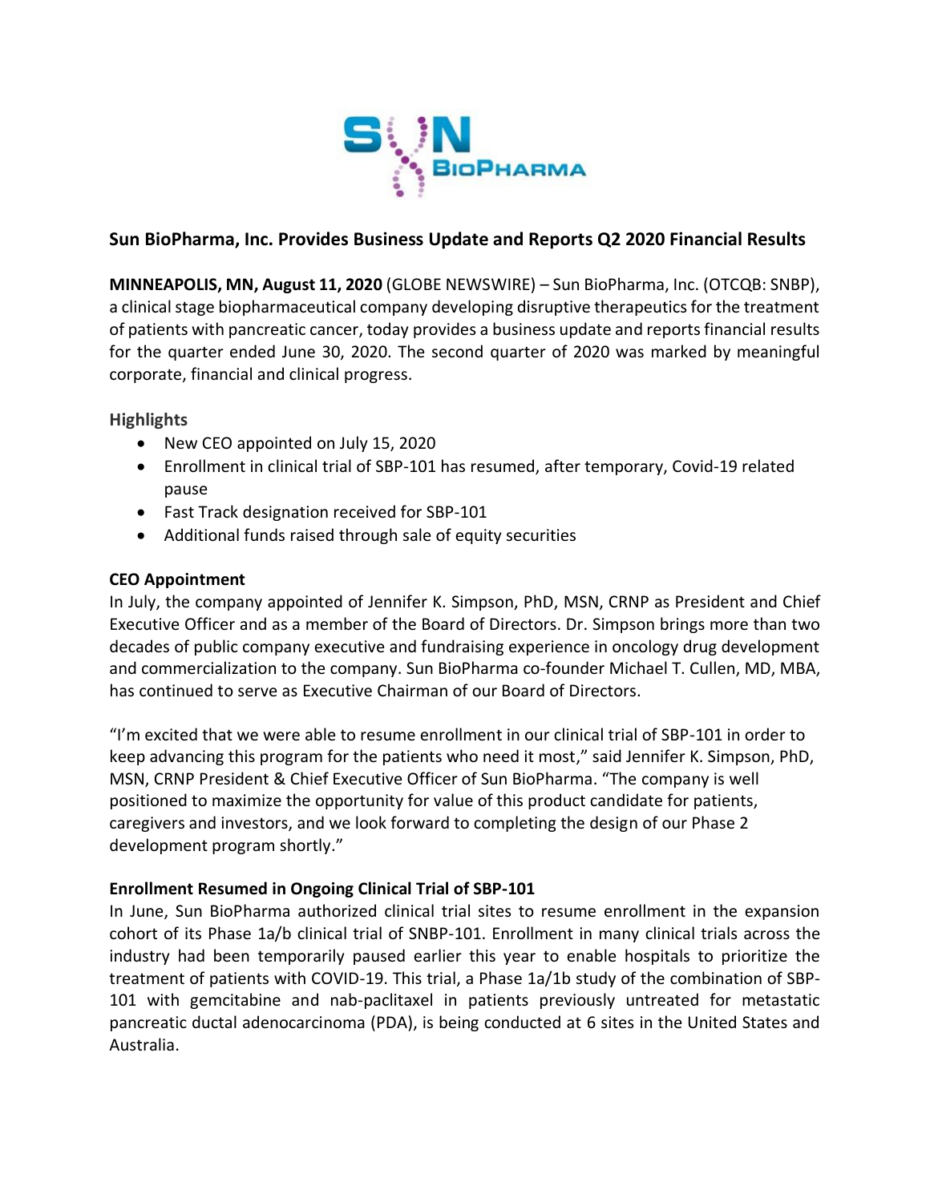# Sun BioPharma, Inc. Provides Business Update and Reports Q2 2020 Financial Results

**MINNEAPOLIS, MN, August 11, 2020** (GLOBE NEWSWIRE) – Sun BioPharma, Inc. (OTCQB: SNBP), a clinical stage biopharmaceutical company developing disruptive therapeutics for the treatment of patients with pancreatic cancer, today provides a business update and reports financial results for the quarter ended June 30, 2020. The second quarter of 2020 was marked by meaningful corporate, financial and clinical progress.

## Highlights

- New CEO appointed on July 15, 2020
- Enrollment in clinical trial of SBP-101 has resumed, after temporary, Covid-19 related pause
- Fast Track designation received for SBP-101
- Additional funds raised through sale of equity securities

**CEO Appointment**

In July, the company appointed of Jennifer K. Simpson, PhD, MSN, CRNP as President and Chief Executive Officer and as a member of the Board of Directors. Dr. Simpson brings more than two decades of public company executive and fundraising experience in oncology drug development and commercialization to the company. Sun BioPharma co-founder Michael T. Cullen, MD, MBA, has continued to serve as Executive Chairman of our Board of Directors.

"I'm excited that we were able to resume enrollment in our clinical trial of SBP-101 in order to keep advancing this program for the patients who need it most," said Jennifer K. Simpson, PhD, MSN, CRNP President & Chief Executive Officer of Sun BioPharma. "The company is well positioned to maximize the opportunity for value of this product candidate for patients, caregivers and investors, and we look forward to completing the design of our Phase 2 development program shortly."

**Enrollment Resumed in Ongoing Clinical Trial of SBP-101**

In June, Sun BioPharma authorized clinical trial sites to resume enrollment in the expansion cohort of its Phase 1a/b clinical trial of SNBP-101. Enrollment in many clinical trials across the industry had been temporarily paused earlier this year to enable hospitals to prioritize the treatment of patients with COVID-19. This trial, a Phase 1a/1b study of the combination of SBP-101 with gemcitabine and nab-paclitaxel in patients previously untreated for metastatic pancreatic ductal adenocarcinoma (PDA), is being conducted at 6 sites in the United States and Australia.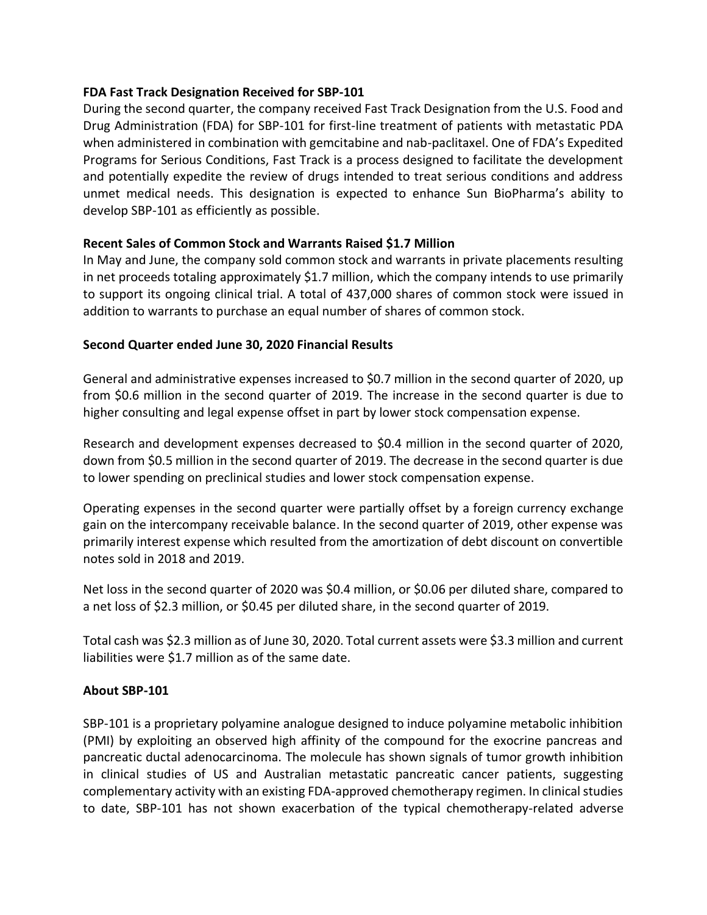**FDA Fast Track Designation Received for SBP-101**

During the second quarter, the company received Fast Track Designation from the U.S. Food and Drug Administration (FDA) for SBP-101 for first-line treatment of patients with metastatic PDA when administered in combination with gemcitabine and nab-paclitaxel. One of FDA's Expedited Programs for Serious Conditions, Fast Track is a process designed to facilitate the development and potentially expedite the review of drugs intended to treat serious conditions and address unmet medical needs. This designation is expected to enhance Sun BioPharma's ability to develop SBP-101 as efficiently as possible.

**Recent Sales of Common Stock and Warrants Raised $1.7 Million**

In May and June, the company sold common stock and warrants in private placements resulting in net proceeds totaling approximately $1.7 million, which the company intends to use primarily to support its ongoing clinical trial. A total of 437,000 shares of common stock were issued in addition to warrants to purchase an equal number of shares of common stock.

**Second Quarter ended June 30, 2020 Financial Results**

General and administrative expenses increased to $0.7 million in the second quarter of 2020, up from $0.6 million in the second quarter of 2019. The increase in the second quarter is due to higher consulting and legal expense offset in part by lower stock compensation expense.

Research and development expenses decreased to $0.4 million in the second quarter of 2020, down from $0.5 million in the second quarter of 2019. The decrease in the second quarter is due to lower spending on preclinical studies and lower stock compensation expense.

Operating expenses in the second quarter were partially offset by a foreign currency exchange gain on the intercompany receivable balance. In the second quarter of 2019, other expense was primarily interest expense which resulted from the amortization of debt discount on convertible notes sold in 2018 and 2019.

Net loss in the second quarter of 2020 was $0.4 million, or $0.06 per diluted share, compared to a net loss of $2.3 million, or $0.45 per diluted share, in the second quarter of 2019.

Total cash was $2.3 million as of June 30, 2020. Total current assets were $3.3 million and current liabilities were $1.7 million as of the same date.

**About SBP-101**

SBP-101 is a proprietary polyamine analogue designed to induce polyamine metabolic inhibition (PMI) by exploiting an observed high affinity of the compound for the exocrine pancreas and pancreatic ductal adenocarcinoma. The molecule has shown signals of tumor growth inhibition in clinical studies of US and Australian metastatic pancreatic cancer patients, suggesting complementary activity with an existing FDA-approved chemotherapy regimen. In clinical studies to date, SBP-101 has not shown exacerbation of the typical chemotherapy-related adverse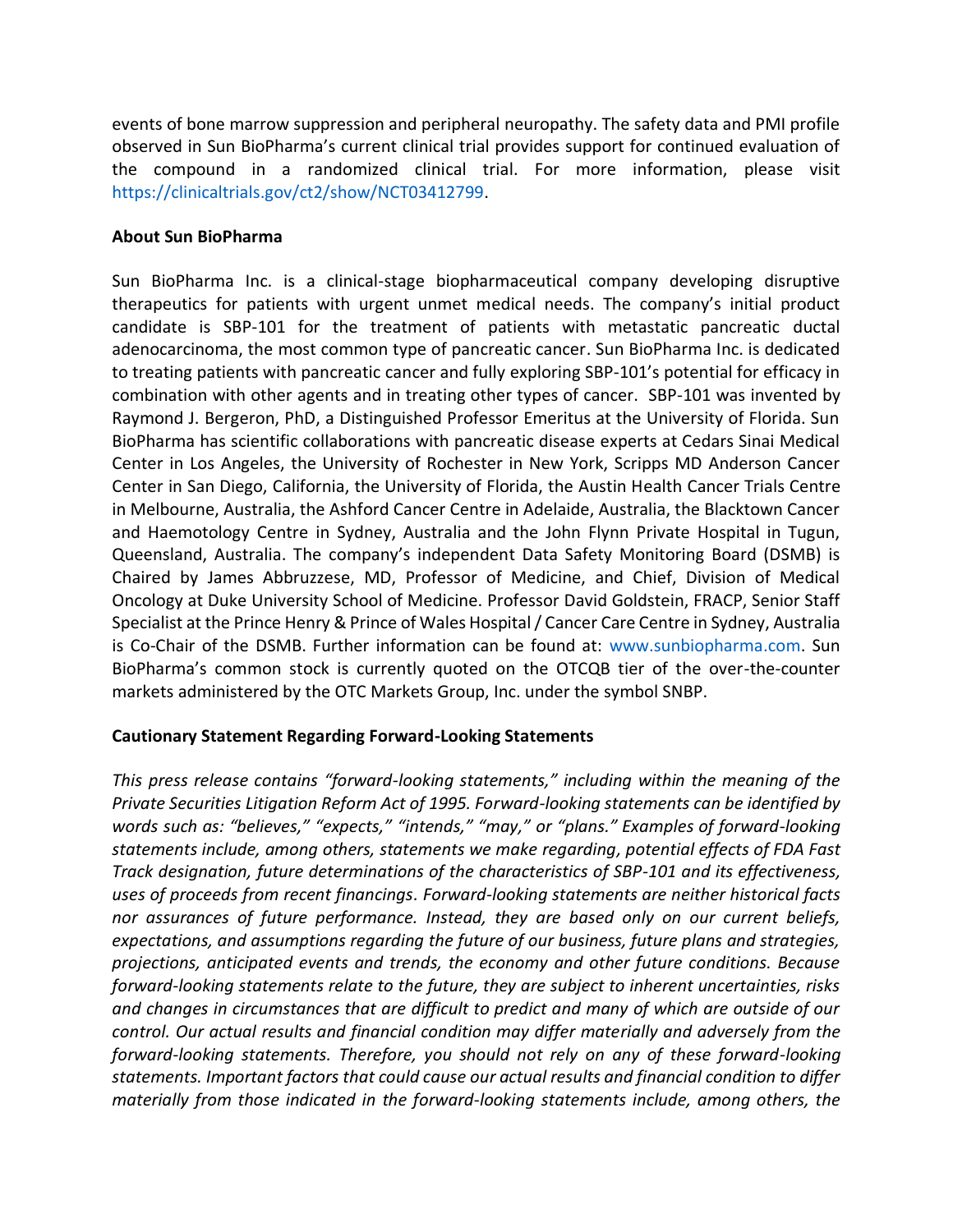events of bone marrow suppression and peripheral neuropathy. The safety data and PMI profile observed in Sun BioPharma's current clinical trial provides support for continued evaluation of the compound in a randomized clinical trial. For more information, please visit https://clinicaltrials.gov/ct2/show/NCT03412799.

**About Sun BioPharma**

Sun BioPharma Inc. is a clinical-stage biopharmaceutical company developing disruptive therapeutics for patients with urgent unmet medical needs. The company's initial product candidate is SBP-101 for the treatment of patients with metastatic pancreatic ductal adenocarcinoma, the most common type of pancreatic cancer. Sun BioPharma Inc. is dedicated to treating patients with pancreatic cancer and fully exploring SBP-101's potential for efficacy in combination with other agents and in treating other types of cancer. SBP-101 was invented by Raymond J. Bergeron, PhD, a Distinguished Professor Emeritus at the University of Florida. Sun BioPharma has scientific collaborations with pancreatic disease experts at Cedars Sinai Medical Center in Los Angeles, the University of Rochester in New York, Scripps MD Anderson Cancer Center in San Diego, California, the University of Florida, the Austin Health Cancer Trials Centre in Melbourne, Australia, the Ashford Cancer Centre in Adelaide, Australia, the Blacktown Cancer and Haemotology Centre in Sydney, Australia and the John Flynn Private Hospital in Tugun, Queensland, Australia. The company's independent Data Safety Monitoring Board (DSMB) is Chaired by James Abbruzzese, MD, Professor of Medicine, and Chief, Division of Medical Oncology at Duke University School of Medicine. Professor David Goldstein, FRACP, Senior Staff Specialist at the Prince Henry & Prince of Wales Hospital / Cancer Care Centre in Sydney, Australia is Co-Chair of the DSMB. Further information can be found at: www.sunbiopharma.com. Sun BioPharma's common stock is currently quoted on the OTCQB tier of the over-the-counter markets administered by the OTC Markets Group, Inc. under the symbol SNBP.

**Cautionary Statement Regarding Forward-Looking Statements**

*This press release contains "forward-looking statements," including within the meaning of the Private Securities Litigation Reform Act of 1995. Forward-looking statements can be identified by words such as: "believes," "expects," "intends," "may," or "plans." Examples of forward-looking statements include, among others, statements we make regarding, potential effects of FDA Fast Track designation, future determinations of the characteristics of SBP-101 and its effectiveness, uses of proceeds from recent financings. Forward-looking statements are neither historical facts nor assurances of future performance. Instead, they are based only on our current beliefs, expectations, and assumptions regarding the future of our business, future plans and strategies, projections, anticipated events and trends, the economy and other future conditions. Because forward-looking statements relate to the future, they are subject to inherent uncertainties, risks and changes in circumstances that are difficult to predict and many of which are outside of our control. Our actual results and financial condition may differ materially and adversely from the forward-looking statements. Therefore, you should not rely on any of these forward-looking statements. Important factors that could cause our actual results and financial condition to differ materially from those indicated in the forward-looking statements include, among others, the*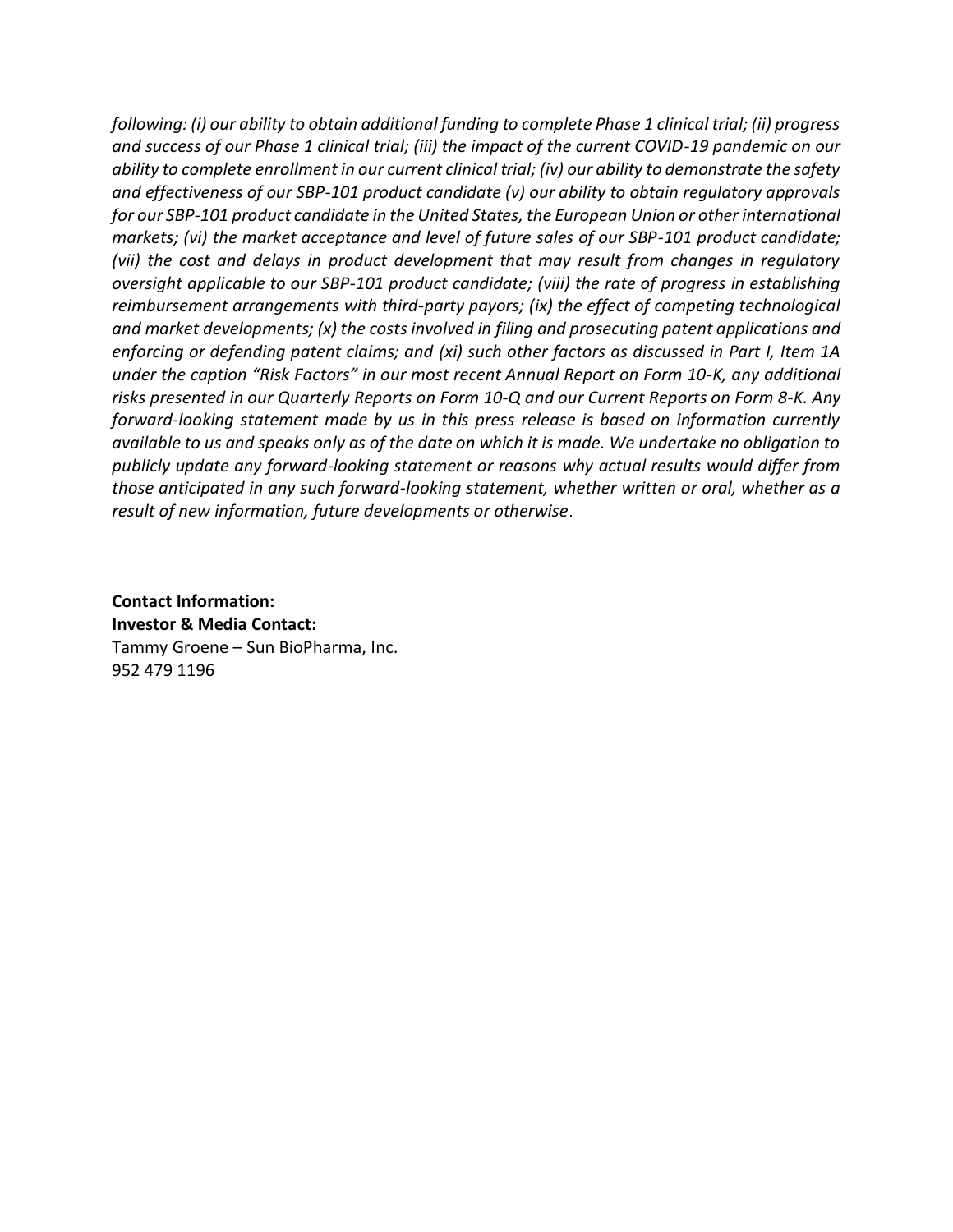*following: (i) our ability to obtain additional funding to complete Phase 1 clinical trial; (ii) progress and success of our Phase 1 clinical trial; (iii) the impact of the current COVID-19 pandemic on our ability to complete enrollment in our current clinical trial; (iv) our ability to demonstrate the safety and effectiveness of our SBP-101 product candidate (v) our ability to obtain regulatory approvals for our SBP-101 product candidate in the United States, the European Union or other international markets; (vi) the market acceptance and level of future sales of our SBP-101 product candidate; (vii) the cost and delays in product development that may result from changes in regulatory oversight applicable to our SBP-101 product candidate; (viii) the rate of progress in establishing reimbursement arrangements with third-party payors; (ix) the effect of competing technological and market developments; (x) the costs involved in filing and prosecuting patent applications and enforcing or defending patent claims; and (xi) such other factors as discussed in Part I, Item 1A under the caption "Risk Factors" in our most recent Annual Report on Form 10-K, any additional risks presented in our Quarterly Reports on Form 10-Q and our Current Reports on Form 8-K. Any forward-looking statement made by us in this press release is based on information currently available to us and speaks only as of the date on which it is made. We undertake no obligation to publicly update any forward-looking statement or reasons why actual results would differ from those anticipated in any such forward-looking statement, whether written or oral, whether as a result of new information, future developments or otherwise.*

**Contact Information:**
**Investor & Media Contact:**
Tammy Groene – Sun BioPharma, Inc.
952 479 1196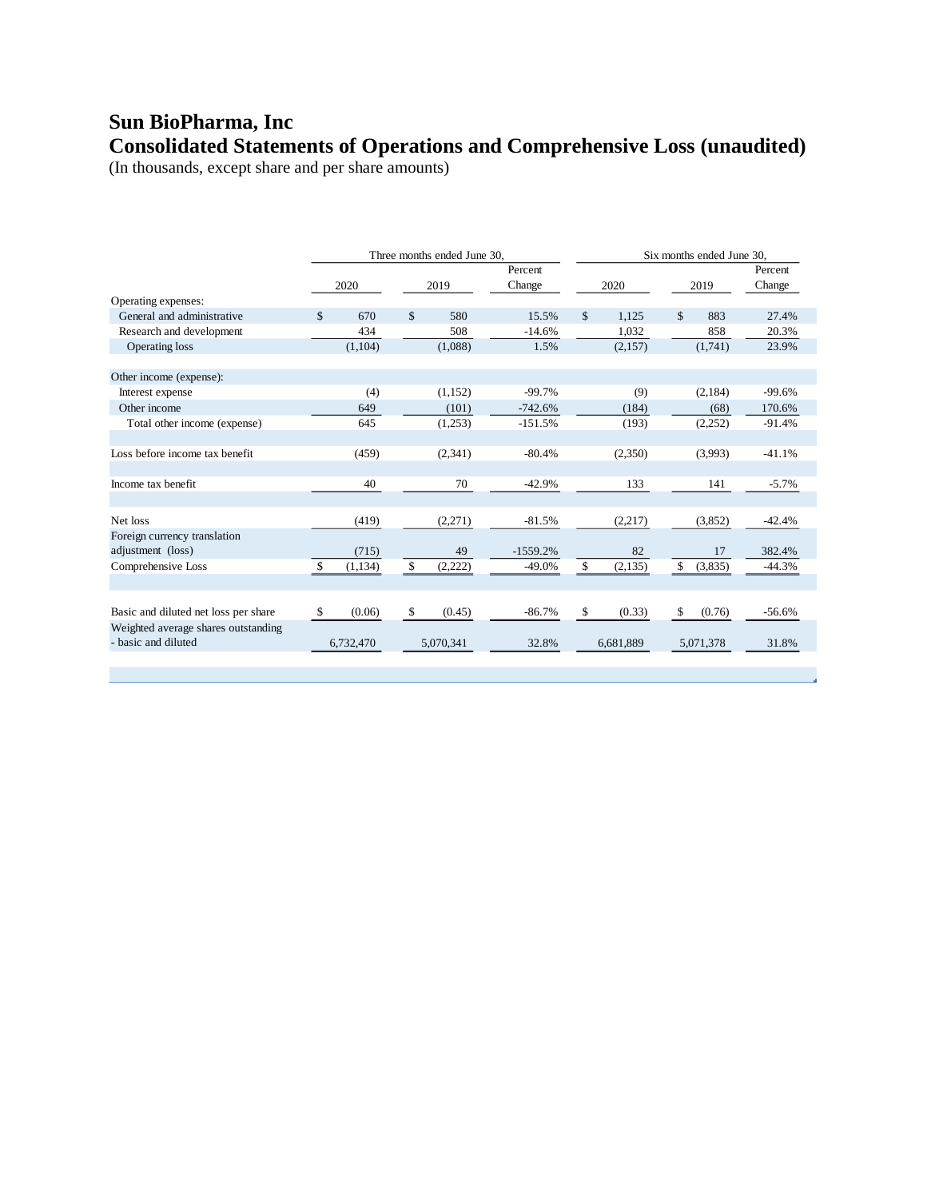# Sun BioPharma, Inc
## Consolidated Statements of Operations and Comprehensive Loss (unaudited)

(In thousands, except share and per share amounts)

| | Three months ended June 30, | | | Six months ended June 30, | | |
|---|---|---|---|---|---|---|
| | 2020 | 2019 | Percent Change | 2020 | 2019 | Percent Change |
| Operating expenses: | | | | | | |
| General and administrative | $ 670 | $ 580 | 15.5% | $ 1,125 | $ 883 | 27.4% |
| Research and development | 434 | 508 | -14.6% | 1,032 | 858 | 20.3% |
| Operating loss | (1,104) | (1,088) | 1.5% | (2,157) | (1,741) | 23.9% |
| | | | | | | |
| Other income (expense): | | | | | | |
| Interest expense | (4) | (1,152) | -99.7% | (9) | (2,184) | -99.6% |
| Other income | 649 | (101) | -742.6% | (184) | (68) | 170.6% |
| Total other income (expense) | 645 | (1,253) | -151.5% | (193) | (2,252) | -91.4% |
| | | | | | | |
| Loss before income tax benefit | (459) | (2,341) | -80.4% | (2,350) | (3,993) | -41.1% |
| | | | | | | |
| Income tax benefit | 40 | 70 | -42.9% | 133 | 141 | -5.7% |
| | | | | | | |
| Net loss | (419) | (2,271) | -81.5% | (2,217) | (3,852) | -42.4% |
| Foreign currency translation adjustment (loss) | (715) | 49 | -1559.2% | 82 | 17 | 382.4% |
| Comprehensive Loss | $ (1,134) | $ (2,222) | -49.0% | $ (2,135) | $ (3,835) | -44.3% |
| | | | | | | |
| Basic and diluted net loss per share | $ (0.06) | $ (0.45) | -86.7% | $ (0.33) | $ (0.76) | -56.6% |
| Weighted average shares outstanding - basic and diluted | 6,732,470 | 5,070,341 | 32.8% | 6,681,889 | 5,071,378 | 31.8% |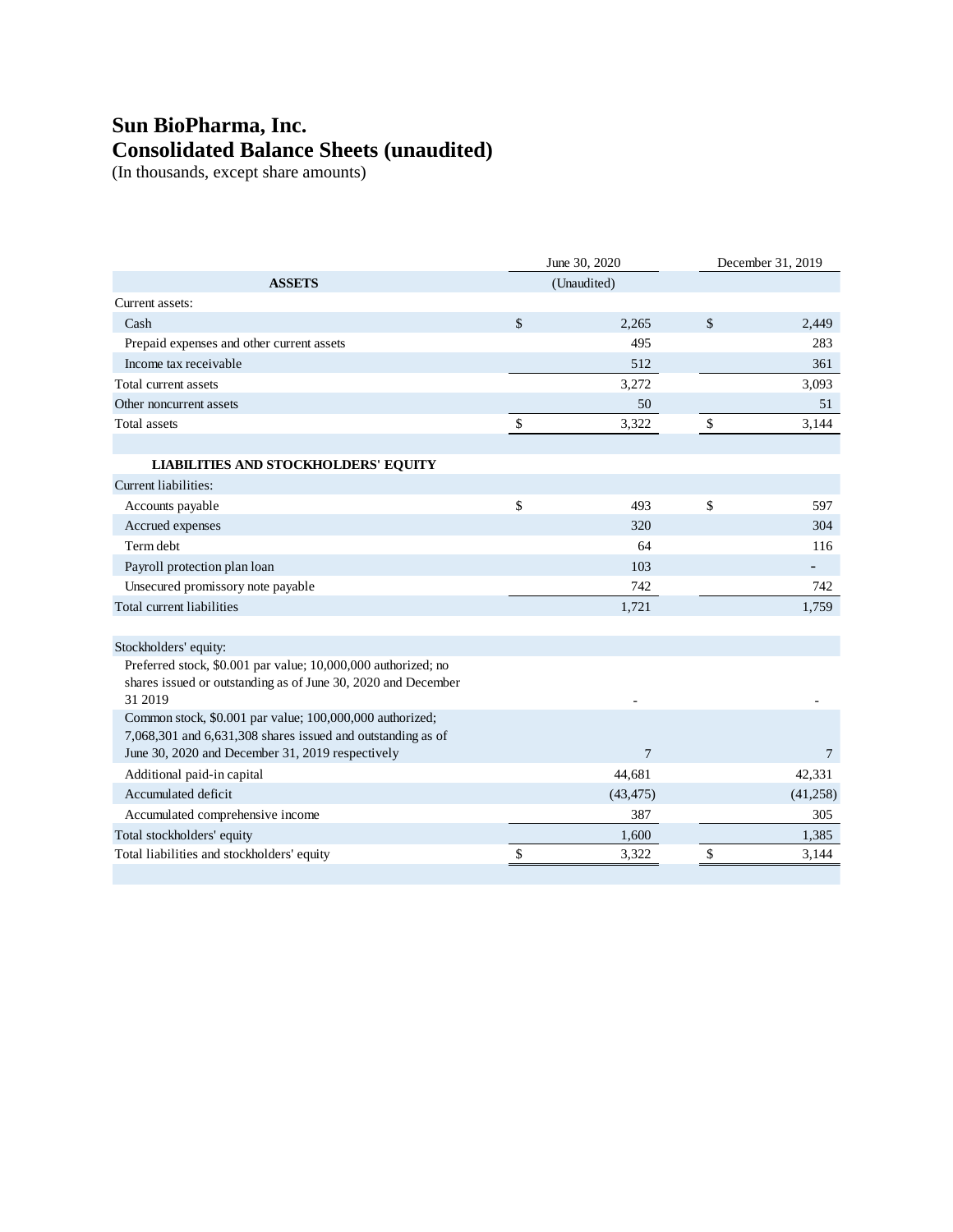# Sun BioPharma, Inc.
# Consolidated Balance Sheets (unaudited)

(In thousands, except share amounts)

| | June 30, 2020 | December 31, 2019 |
|---|---|---|
| **ASSETS** | (Unaudited) | |
| Current assets: | | |
| Cash | $ 2,265 | $ 2,449 |
| Prepaid expenses and other current assets | 495 | 283 |
| Income tax receivable | 512 | 361 |
| Total current assets | 3,272 | 3,093 |
| Other noncurrent assets | 50 | 51 |
| Total assets | $ 3,322 | $ 3,144 |
| | | |
| **LIABILITIES AND STOCKHOLDERS' EQUITY** | | |
| Current liabilities: | | |
| Accounts payable | $ 493 | $ 597 |
| Accrued expenses | 320 | 304 |
| Term debt | 64 | 116 |
| Payroll protection plan loan | 103 | - |
| Unsecured promissory note payable | 742 | 742 |
| Total current liabilities | 1,721 | 1,759 |
| | | |
| Stockholders' equity: | | |
| Preferred stock, $0.001 par value; 10,000,000 authorized; no shares issued or outstanding as of June 30, 2020 and December 31 2019 | - | - |
| Common stock, $0.001 par value; 100,000,000 authorized; 7,068,301 and 6,631,308 shares issued and outstanding as of June 30, 2020 and December 31, 2019 respectively | 7 | 7 |
| Additional paid-in capital | 44,681 | 42,331 |
| Accumulated deficit | (43,475) | (41,258) |
| Accumulated comprehensive income | 387 | 305 |
| Total stockholders' equity | 1,600 | 1,385 |
| Total liabilities and stockholders' equity | $ 3,322 | $ 3,144 |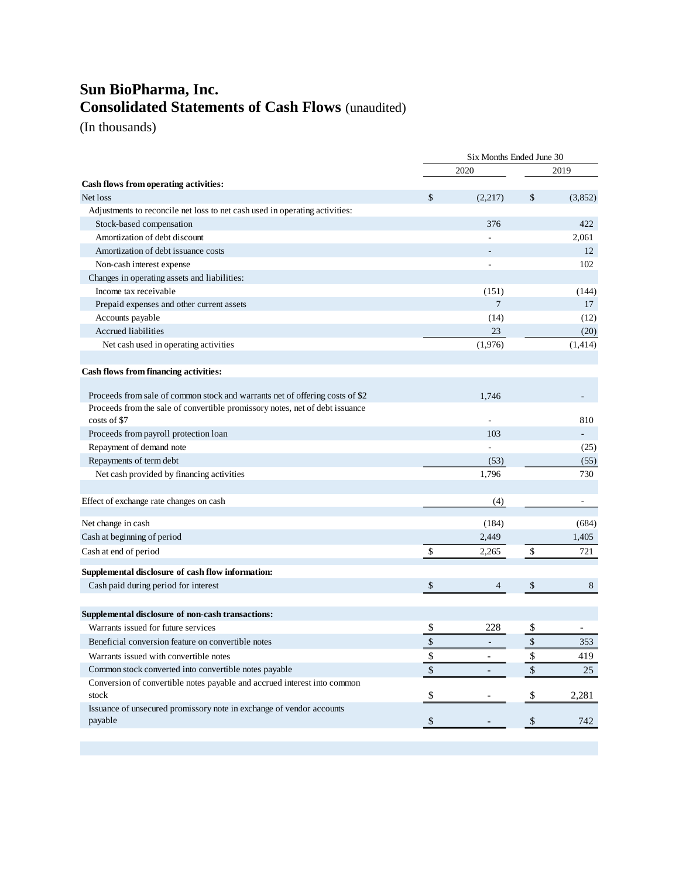# Sun BioPharma, Inc.

## Consolidated Statements of Cash Flows (unaudited)

(In thousands)

| | Six Months Ended June 30 | |
|---|---|---|
| | 2020 | 2019 |
| **Cash flows from operating activities:** | | |
| Net loss | $ (2,217) | $ (3,852) |
| Adjustments to reconcile net loss to net cash used in operating activities: | | |
| Stock-based compensation | 376 | 422 |
| Amortization of debt discount | - | 2,061 |
| Amortization of debt issuance costs | - | 12 |
| Non-cash interest expense | - | 102 |
| Changes in operating assets and liabilities: | | |
| Income tax receivable | (151) | (144) |
| Prepaid expenses and other current assets | 7 | 17 |
| Accounts payable | (14) | (12) |
| Accrued liabilities | 23 | (20) |
| Net cash used in operating activities | (1,976) | (1,414) |
| | | |
| **Cash flows from financing activities:** | | |
| Proceeds from sale of common stock and warrants net of offering costs of $2 | 1,746 | - |
| Proceeds from the sale of convertible promissory notes, net of debt issuance costs of $7 | - | 810 |
| Proceeds from payroll protection loan | 103 | - |
| Repayment of demand note | - | (25) |
| Repayments of term debt | (53) | (55) |
| Net cash provided by financing activities | 1,796 | 730 |
| | | |
| Effect of exchange rate changes on cash | (4) | - |
| | | |
| Net change in cash | (184) | (684) |
| Cash at beginning of period | 2,449 | 1,405 |
| Cash at end of period | $ 2,265 | $ 721 |
| | | |
| **Supplemental disclosure of cash flow information:** | | |
| Cash paid during period for interest | $ 4 | $ 8 |
| | | |
| **Supplemental disclosure of non-cash transactions:** | | |
| Warrants issued for future services | $ 228 | $ - |
| Beneficial conversion feature on convertible notes | $ - | $ 353 |
| Warrants issued with convertible notes | $ - | $ 419 |
| Common stock converted into convertible notes payable | $ - | $ 25 |
| Conversion of convertible notes payable and accrued interest into common stock | $ - | $ 2,281 |
| Issuance of unsecured promissory note in exchange of vendor accounts payable | $ - | $ 742 |